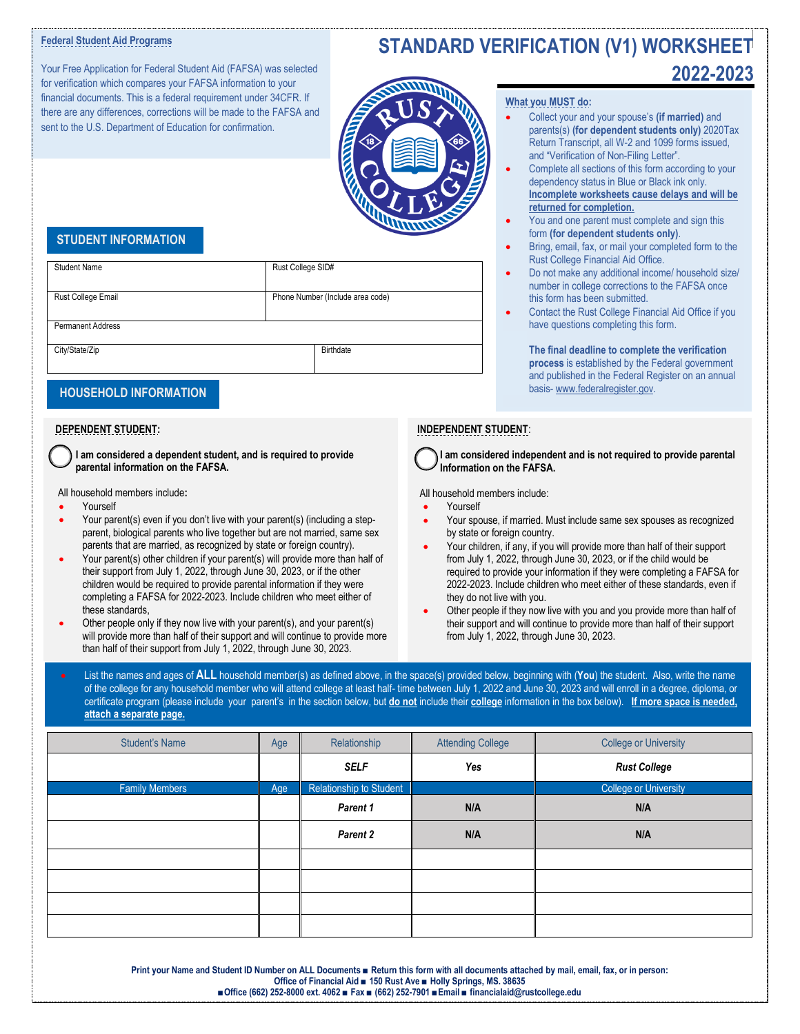# STANDARD VERIFICATION (V1) WORKSHEET 2022-2023

**Federal Student Aid Programs**

Your Free Application for Federal Student Aid (FAFSA) was selected for verification which compares your FAFSA information to your financial documents. This is a federal requirement under 34CFR. If there are any differences, corrections will be made to the FAFSA and sent to the U.S. Department of Education for confirmation.

**What you MUST do:**

- Collect your and your spouse's **(if married)** and parents(s) **(for dependent students only)** 2020Tax Return Transcript, all W-2 and 1099 forms issued, and "Verification of Non-Filing Letter".
- Complete all sections of this form according to your dependency status in Blue or Black ink only. **Incomplete worksheets cause delays and will be returned for completion.**
- You and one parent must complete and sign this form **(for dependent students only)**.
- Bring, email, fax, or mail your completed form to the Rust College Financial Aid Office.
- Do not make any additional income/ household size/ number in college corrections to the FAFSA once this form has been submitted.
- Contact the Rust College Financial Aid Office if you have questions completing this form.

**The final deadline to complete the verification process** is established by the Federal government and published in the Federal Register on an annual basis- www.federalregister.gov.

## STUDENT INFORMATION

| Student Name | Rust College SID# |
|---|---|
| Rust College Email | Phone Number (Include area code) |
| Permanent Address | |
| City/State/Zip | Birthdate |

## HOUSEHOLD INFORMATION

**DEPENDENT STUDENT:**

◯ **I am considered a dependent student, and is required to provide parental information on the FAFSA.**

All household members include**:**

- Yourself
- Your parent(s) even if you don't live with your parent(s) (including a step-parent, biological parents who live together but are not married, same sex parents that are married, as recognized by state or foreign country).
- Your parent(s) other children if your parent(s) will provide more than half of their support from July 1, 2022, through June 30, 2023, or if the other children would be required to provide parental information if they were completing a FAFSA for 2022-2023. Include children who meet either of these standards,
- Other people only if they now live with your parent(s), and your parent(s) will provide more than half of their support and will continue to provide more than half of their support from July 1, 2022, through June 30, 2023.

**INDEPENDENT STUDENT:**

◯ **I am considered independent and is not required to provide parental Information on the FAFSA.**

All household members include:

- Yourself
- Your spouse, if married. Must include same sex spouses as recognized by state or foreign country.
- Your children, if any, if you will provide more than half of their support from July 1, 2022, through June 30, 2023, or if the child would be required to provide your information if they were completing a FAFSA for 2022-2023. Include children who meet either of these standards, even if they do not live with you.
- Other people if they now live with you and you provide more than half of their support and will continue to provide more than half of their support from July 1, 2022, through June 30, 2023.

- List the names and ages of **ALL** household member(s) as defined above, in the space(s) provided below, beginning with (**You**) the student. Also, write the name of the college for any household member who will attend college at least half- time between July 1, 2022 and June 30, 2023 and will enroll in a degree, diploma, or certificate program (please include your parent's in the section below, but **do not** include their **college** information in the box below). **If more space is needed, attach a separate page.**

| Student's Name | Age | Relationship | Attending College | College or University |
|---|---|---|---|---|
| | | ***SELF*** | ***Yes*** | ***Rust College*** |
| **Family Members** | **Age** | **Relationship to Student** | | **College or University** |
| | | ***Parent 1*** | **N/A** | **N/A** |
| | | ***Parent 2*** | **N/A** | **N/A** |
| | | | | |
| | | | | |
| | | | | |
| | | | | |

**Print your Name and Student ID Number on ALL Documents ■ Return this form with all documents attached by mail, email, fax, or in person:**
**Office of Financial Aid ■ 150 Rust Ave ■ Holly Springs, MS. 38635**
**■ Office (662) 252-8000 ext. 4062 ■ Fax ■ (662) 252-7901 ■ Email ■ financialaid@rustcollege.edu**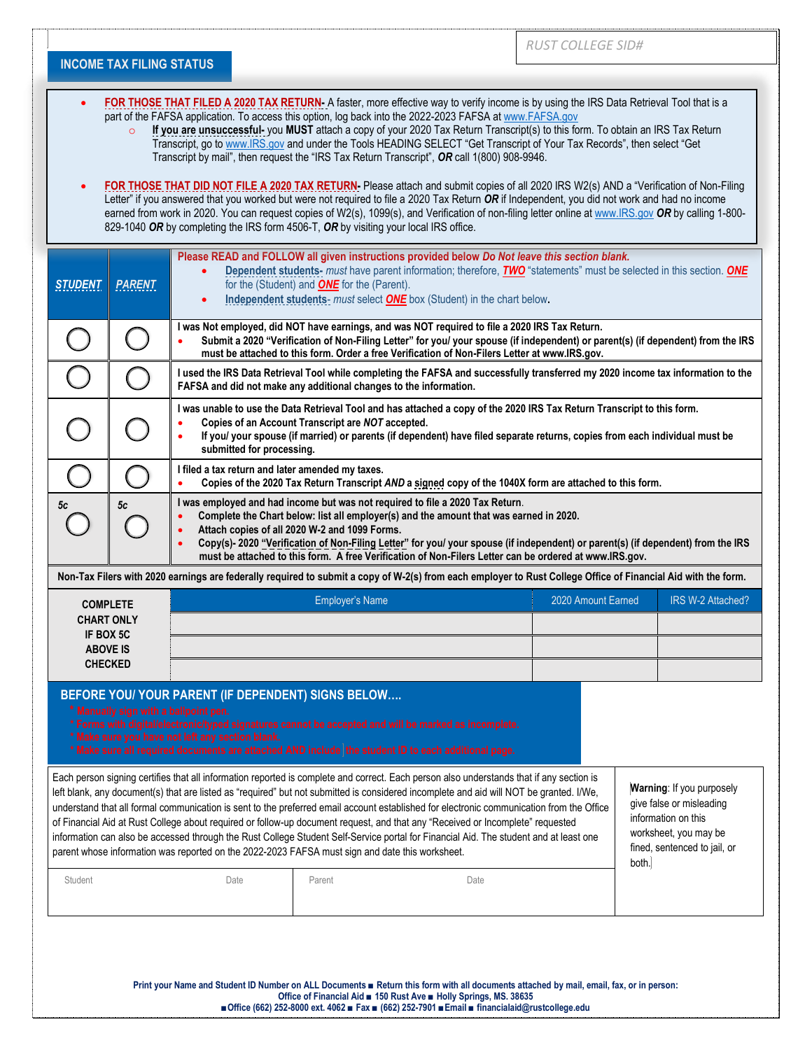RUST COLLEGE SID#

## INCOME TAX FILING STATUS

- **FOR THOSE THAT FILED A 2020 TAX RETURN-** A faster, more effective way to verify income is by using the IRS Data Retrieval Tool that is a part of the FAFSA application. To access this option, log back into the 2022-2023 FAFSA at www.FAFSA.gov
  - **If you are unsuccessful-** you **MUST** attach a copy of your 2020 Tax Return Transcript(s) to this form. To obtain an IRS Tax Return Transcript, go to www.IRS.gov and under the Tools HEADING SELECT "Get Transcript of Your Tax Records", then select "Get Transcript by mail", then request the "IRS Tax Return Transcript", ***OR*** call 1(800) 908-9946.
- **FOR THOSE THAT DID NOT FILE A 2020 TAX RETURN-** Please attach and submit copies of all 2020 IRS W2(s) AND a "Verification of Non-Filing Letter" if you answered that you worked but were not required to file a 2020 Tax Return ***OR*** if Independent, you did not work and had no income earned from work in 2020. You can request copies of W2(s), 1099(s), and Verification of non-filing letter online at www.IRS.gov ***OR*** by calling 1-800-829-1040 ***OR*** by completing the IRS form 4506-T, ***OR*** by visiting your local IRS office.

| ***STUDENT*** | ***PARENT*** | **Please READ and FOLLOW all given instructions provided below *Do Not leave this section blank.*** <br> • **Dependent students-** *must* have parent information; therefore, ***TWO*** "statements" must be selected in this section. ***ONE*** for the (Student) and ***ONE*** for the (Parent). <br> • **Independent students-** *must* select ***ONE*** box (Student) in the chart below. |
|---|---|---|
| ◯ | ◯ | **I was Not employed, did NOT have earnings, and was NOT required to file a 2020 IRS Tax Return.** <br> • **Submit a 2020 "Verification of Non-Filing Letter" for you/ your spouse (if independent) or parent(s) (if dependent) from the IRS must be attached to this form. Order a free Verification of Non-Filers Letter at www.IRS.gov.** |
| ◯ | ◯ | **I used the IRS Data Retrieval Tool while completing the FAFSA and successfully transferred my 2020 income tax information to the FAFSA and did not make any additional changes to the information.** |
| ◯ | ◯ | **I was unable to use the Data Retrieval Tool and has attached a copy of the 2020 IRS Tax Return Transcript to this form.** <br> • **Copies of an Account Transcript are *NOT* accepted.** <br> • **If you/ your spouse (if married) or parents (if dependent) have filed separate returns, copies from each individual must be submitted for processing.** |
| ◯ | ◯ | **I filed a tax return and later amended my taxes.** <br> • **Copies of the 2020 Tax Return Transcript *AND* a signed copy of the 1040X form are attached to this form.** |
| *5c* ◯ | *5c* ◯ | **I was employed and had income but was not required to file a 2020 Tax Return.** <br> • **Complete the Chart below: list all employer(s) and the amount that was earned in 2020.** <br> • **Attach copies of all 2020 W-2 and 1099 Forms.** <br> • **Copy(s)- 2020 "Verification of Non-Filing Letter" for you/ your spouse (if independent) or parent(s) (if dependent) from the IRS must be attached to this form. A free Verification of Non-Filers Letter can be ordered at www.IRS.gov.** |

**Non-Tax Filers with 2020 earnings are federally required to submit a copy of W-2(s) from each employer to Rust College Office of Financial Aid with the form.**

| COMPLETE CHART ONLY IF BOX 5C ABOVE IS CHECKED | Employer's Name | 2020 Amount Earned | IRS W-2 Attached? |
|---|---|---|---|
| | | | |
| | | | |
| | | | |

## BEFORE YOU/ YOUR PARENT (IF DEPENDENT) SIGNS BELOW….

* Manually sign with a ballpoint pen.
* Forms with digital/electronic/typed signatures cannot be accepted and will be marked as incomplete.
* Make sure you have not left any section blank.
* Make sure all required documents are attached AND include the student ID to each additional page.

Each person signing certifies that all information reported is complete and correct. Each person also understands that if any section is left blank, any document(s) that are listed as "required" but not submitted is considered incomplete and aid will NOT be granted. I/We, understand that all formal communication is sent to the preferred email account established for electronic communication from the Office of Financial Aid at Rust College about required or follow-up document request, and that any "Received or Incomplete" requested information can also be accessed through the Rust College Student Self-Service portal for Financial Aid. The student and at least one parent whose information was reported on the 2022-2023 FAFSA must sign and date this worksheet.

**Warning**: If you purposely give false or misleading information on this worksheet, you may be fined, sentenced to jail, or both.

| Student | Date | Parent | Date |
|---|---|---|---|
| | | | |

**Print your Name and Student ID Number on ALL Documents ■ Return this form with all documents attached by mail, email, fax, or in person:**
**Office of Financial Aid ■ 150 Rust Ave ■ Holly Springs, MS. 38635**
**■ Office (662) 252-8000 ext. 4062 ■ Fax ■ (662) 252-7901 ■ Email ■ financialaid@rustcollege.edu**